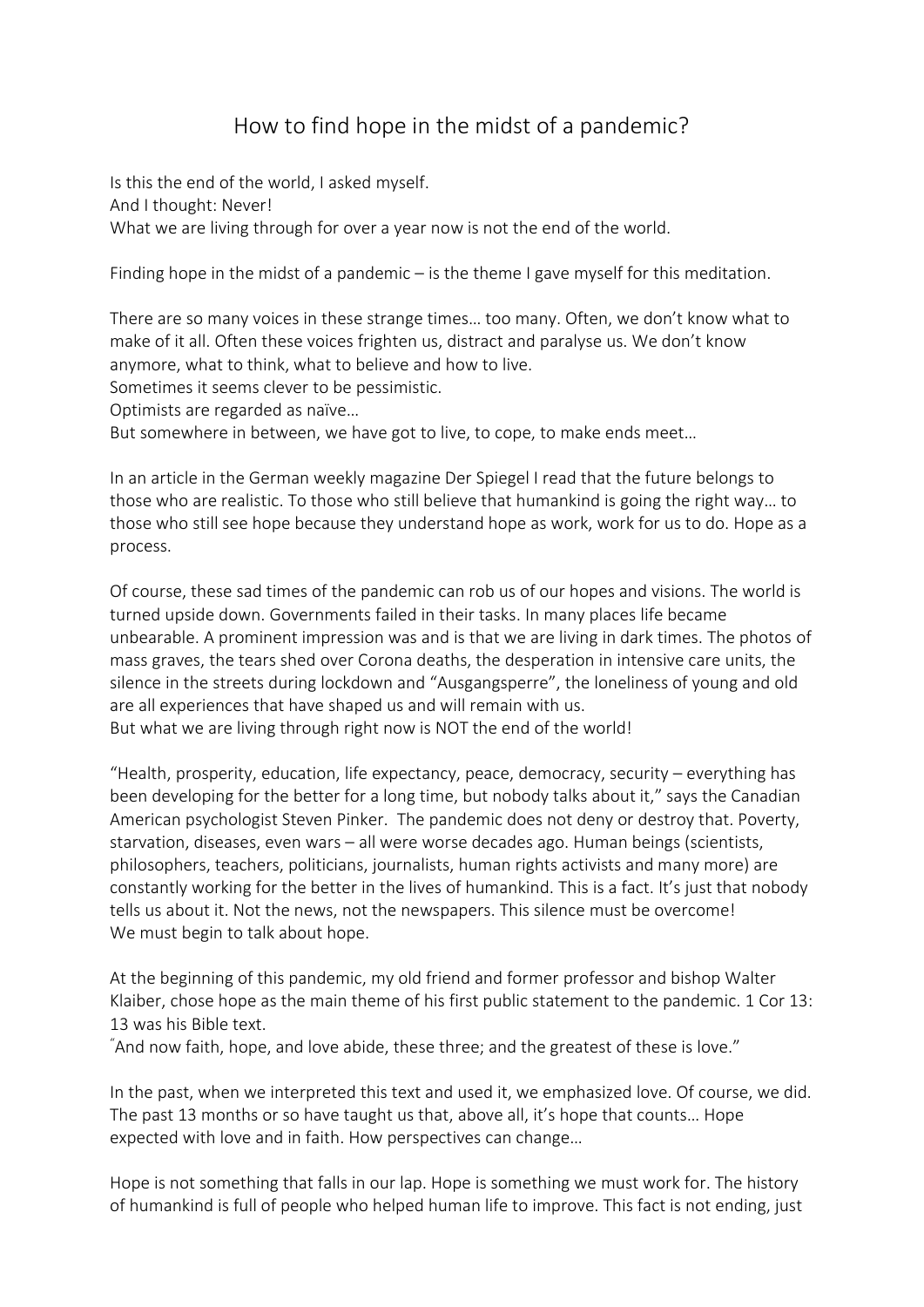# How to find hope in the midst of a pandemic?

Is this the end of the world, I asked myself.
And I thought: Never!
What we are living through for over a year now is not the end of the world.

Finding hope in the midst of a pandemic – is the theme I gave myself for this meditation.

There are so many voices in these strange times… too many. Often, we don't know what to make of it all. Often these voices frighten us, distract and paralyse us. We don't know anymore, what to think, what to believe and how to live.
Sometimes it seems clever to be pessimistic.
Optimists are regarded as naïve…
But somewhere in between, we have got to live, to cope, to make ends meet…

In an article in the German weekly magazine Der Spiegel I read that the future belongs to those who are realistic. To those who still believe that humankind is going the right way… to those who still see hope because they understand hope as work, work for us to do. Hope as a process.

Of course, these sad times of the pandemic can rob us of our hopes and visions. The world is turned upside down. Governments failed in their tasks. In many places life became unbearable. A prominent impression was and is that we are living in dark times. The photos of mass graves, the tears shed over Corona deaths, the desperation in intensive care units, the silence in the streets during lockdown and "Ausgangsperre", the loneliness of young and old are all experiences that have shaped us and will remain with us.
But what we are living through right now is NOT the end of the world!

"Health, prosperity, education, life expectancy, peace, democracy, security – everything has been developing for the better for a long time, but nobody talks about it," says the Canadian American psychologist Steven Pinker. The pandemic does not deny or destroy that. Poverty, starvation, diseases, even wars – all were worse decades ago. Human beings (scientists, philosophers, teachers, politicians, journalists, human rights activists and many more) are constantly working for the better in the lives of humankind. This is a fact. It's just that nobody tells us about it. Not the news, not the newspapers. This silence must be overcome!
We must begin to talk about hope.

At the beginning of this pandemic, my old friend and former professor and bishop Walter Klaiber, chose hope as the main theme of his first public statement to the pandemic. 1 Cor 13: 13 was his Bible text.
"And now faith, hope, and love abide, these three; and the greatest of these is love."

In the past, when we interpreted this text and used it, we emphasized love. Of course, we did. The past 13 months or so have taught us that, above all, it's hope that counts… Hope expected with love and in faith. How perspectives can change…

Hope is not something that falls in our lap. Hope is something we must work for. The history of humankind is full of people who helped human life to improve. This fact is not ending, just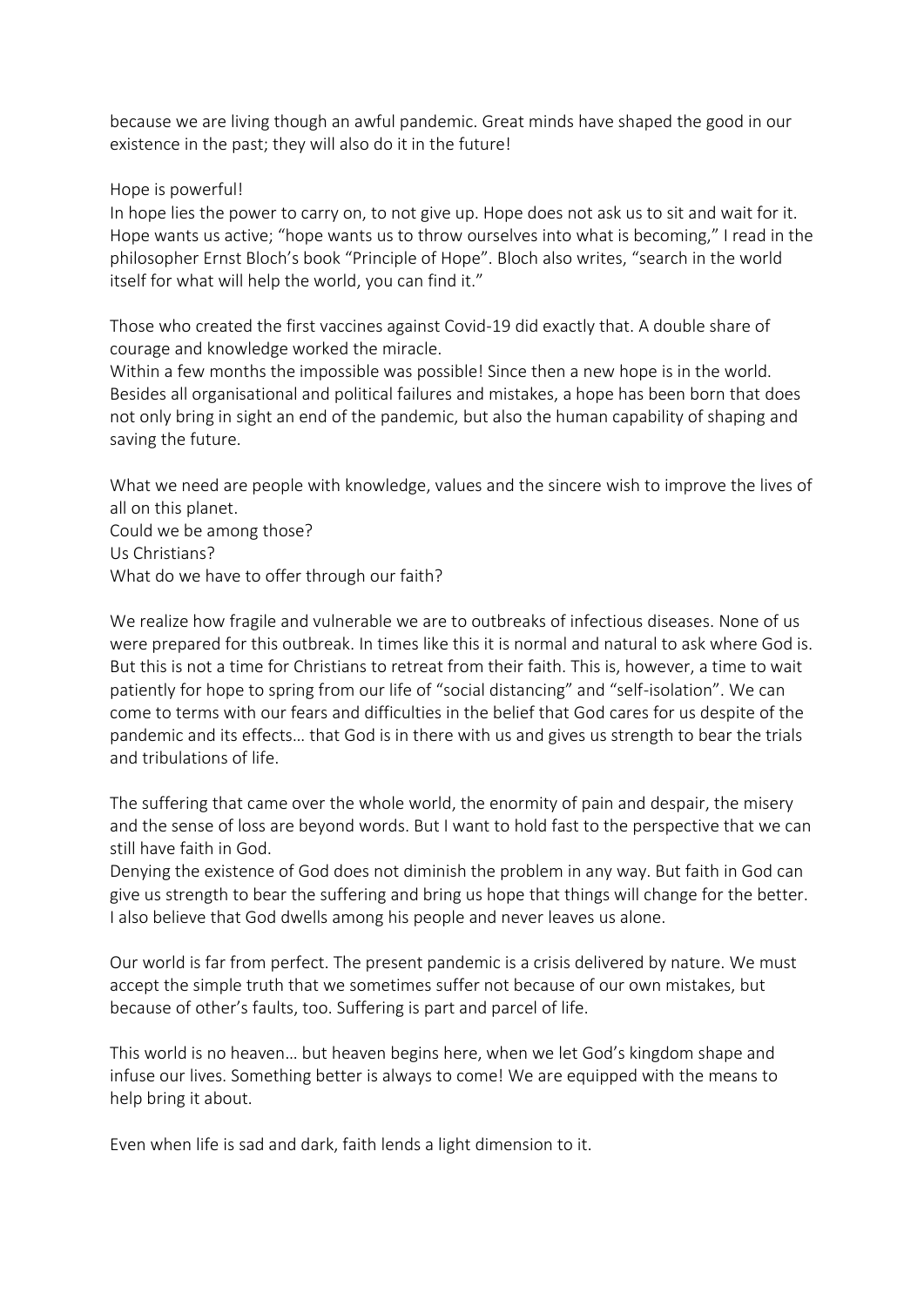because we are living though an awful pandemic. Great minds have shaped the good in our existence in the past; they will also do it in the future!

Hope is powerful!
In hope lies the power to carry on, to not give up. Hope does not ask us to sit and wait for it. Hope wants us active; "hope wants us to throw ourselves into what is becoming," I read in the philosopher Ernst Bloch's book "Principle of Hope". Bloch also writes, "search in the world itself for what will help the world, you can find it."

Those who created the first vaccines against Covid-19 did exactly that. A double share of courage and knowledge worked the miracle.
Within a few months the impossible was possible! Since then a new hope is in the world. Besides all organisational and political failures and mistakes, a hope has been born that does not only bring in sight an end of the pandemic, but also the human capability of shaping and saving the future.

What we need are people with knowledge, values and the sincere wish to improve the lives of all on this planet.
Could we be among those?
Us Christians?
What do we have to offer through our faith?

We realize how fragile and vulnerable we are to outbreaks of infectious diseases. None of us were prepared for this outbreak. In times like this it is normal and natural to ask where God is. But this is not a time for Christians to retreat from their faith. This is, however, a time to wait patiently for hope to spring from our life of "social distancing" and "self-isolation". We can come to terms with our fears and difficulties in the belief that God cares for us despite of the pandemic and its effects… that God is in there with us and gives us strength to bear the trials and tribulations of life.

The suffering that came over the whole world, the enormity of pain and despair, the misery and the sense of loss are beyond words. But I want to hold fast to the perspective that we can still have faith in God.
Denying the existence of God does not diminish the problem in any way. But faith in God can give us strength to bear the suffering and bring us hope that things will change for the better. I also believe that God dwells among his people and never leaves us alone.

Our world is far from perfect. The present pandemic is a crisis delivered by nature. We must accept the simple truth that we sometimes suffer not because of our own mistakes, but because of other's faults, too. Suffering is part and parcel of life.

This world is no heaven… but heaven begins here, when we let God's kingdom shape and infuse our lives. Something better is always to come! We are equipped with the means to help bring it about.

Even when life is sad and dark, faith lends a light dimension to it.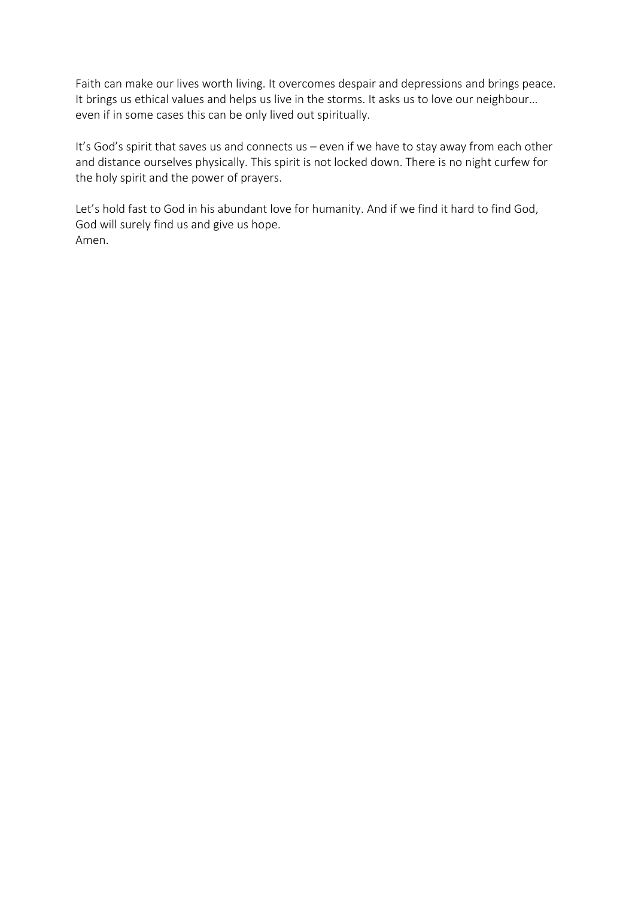Faith can make our lives worth living. It overcomes despair and depressions and brings peace. It brings us ethical values and helps us live in the storms. It asks us to love our neighbour… even if in some cases this can be only lived out spiritually.

It's God's spirit that saves us and connects us – even if we have to stay away from each other and distance ourselves physically. This spirit is not locked down. There is no night curfew for the holy spirit and the power of prayers.

Let's hold fast to God in his abundant love for humanity. And if we find it hard to find God, God will surely find us and give us hope.
Amen.